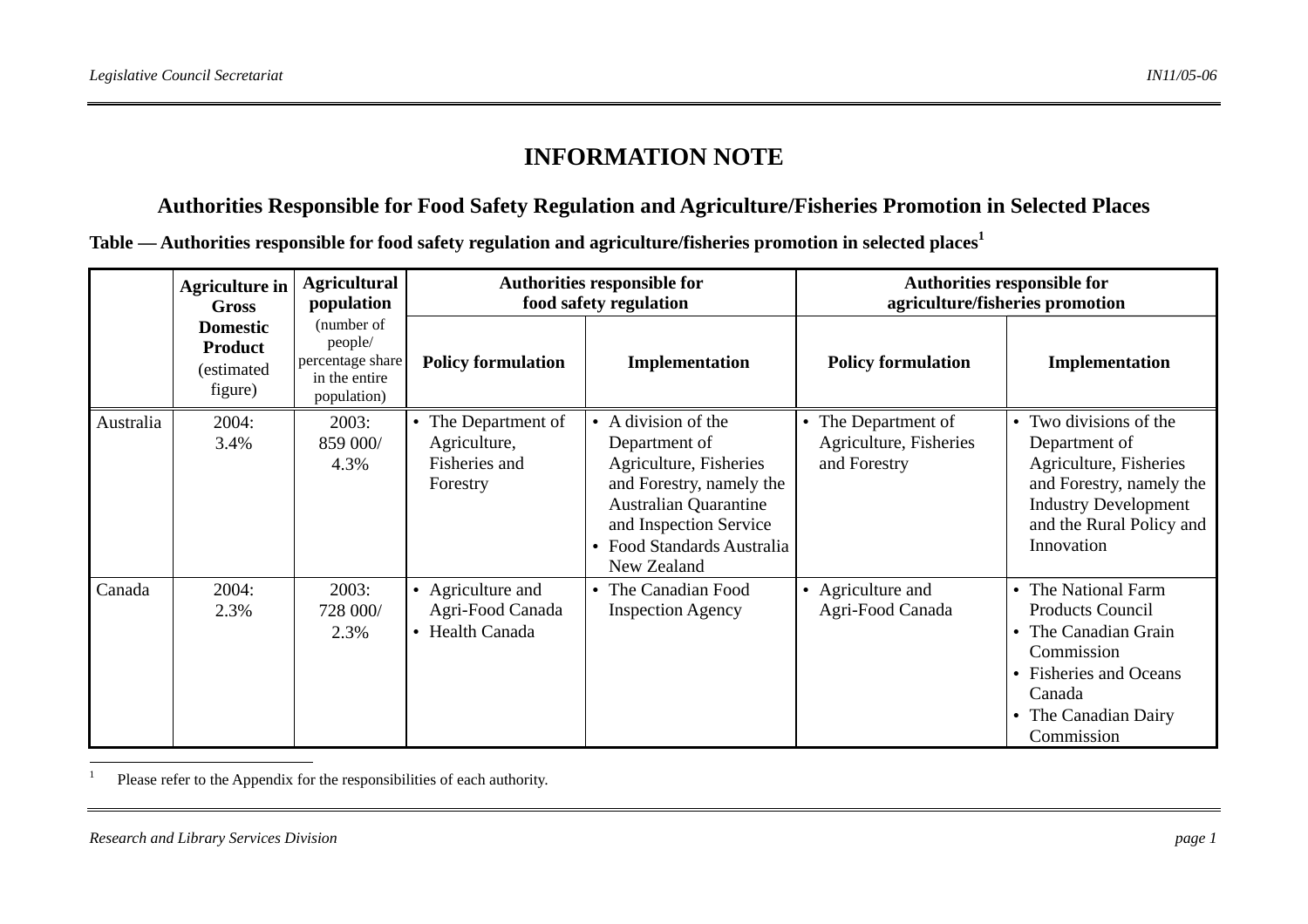# INFORMATION NOTE

## Authorities Responsible for Food Safety Regulation and Agriculture/Fisheries Promotion in Selected Places

**Table — Authorities responsible for food safety regulation and agriculture/fisheries promotion in selected places**[1]

| | **Agriculture in Gross Domestic Product** (estimated figure) | **Agricultural population** (number of people/ percentage share in the entire population) | **Authorities responsible for food safety regulation** | | **Authorities responsible for agriculture/fisheries promotion** | |
|---|---|---|---|---|---|---|
| | | | **Policy formulation** | **Implementation** | **Policy formulation** | **Implementation** |
| Australia | 2004: 3.4% | 2003: 859 000/ 4.3% | • The Department of Agriculture, Fisheries and Forestry | • A division of the Department of Agriculture, Fisheries and Forestry, namely the Australian Quarantine and Inspection Service<br>• Food Standards Australia New Zealand | • The Department of Agriculture, Fisheries and Forestry | • Two divisions of the Department of Agriculture, Fisheries and Forestry, namely the Industry Development and the Rural Policy and Innovation |
| Canada | 2004: 2.3% | 2003: 728 000/ 2.3% | • Agriculture and Agri-Food Canada<br>• Health Canada | • The Canadian Food Inspection Agency | • Agriculture and Agri-Food Canada | • The National Farm Products Council<br>• The Canadian Grain Commission<br>• Fisheries and Oceans Canada<br>• The Canadian Dairy Commission |

[1] Please refer to the Appendix for the responsibilities of each authority.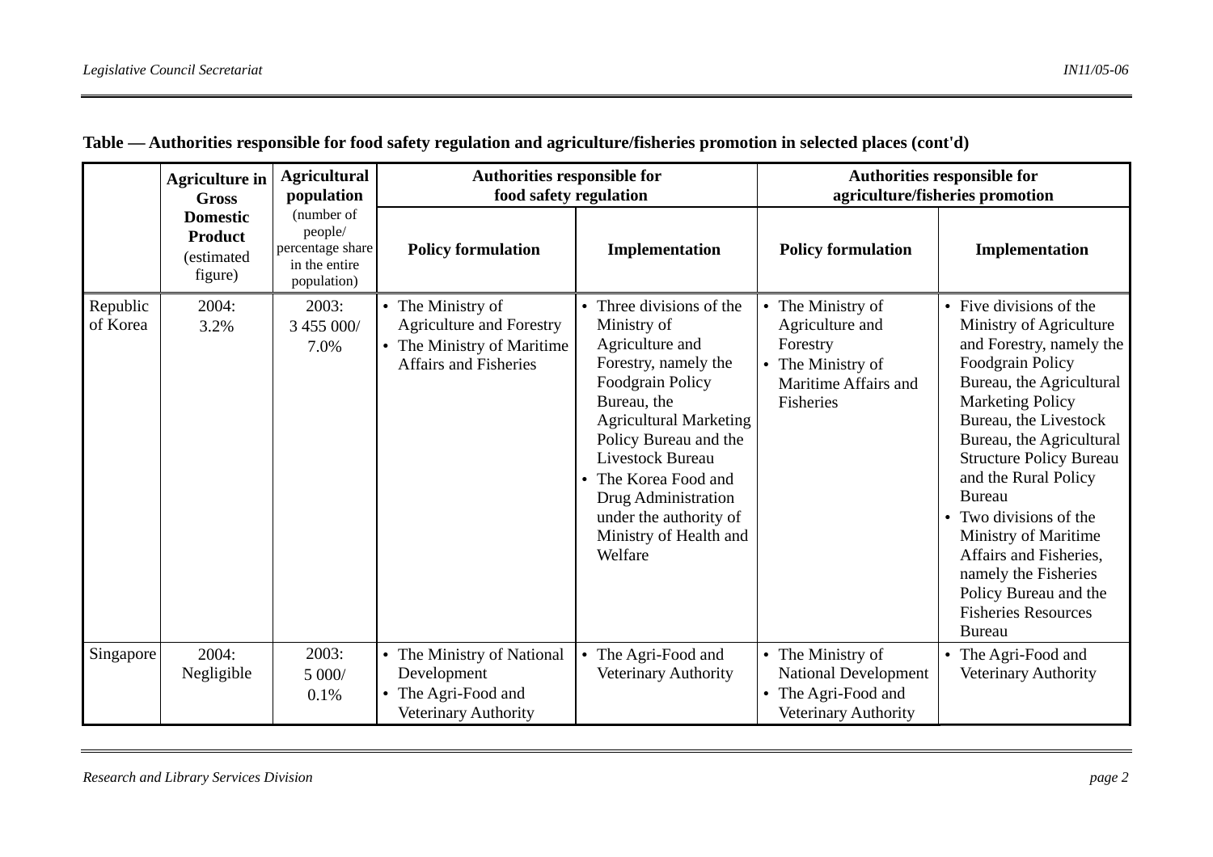**Table — Authorities responsible for food safety regulation and agriculture/fisheries promotion in selected places (cont'd)**

| | **Agriculture in Gross Domestic Product** (estimated figure) | **Agricultural population** (number of people/ percentage share in the entire population) | **Authorities responsible for food safety regulation** | | **Authorities responsible for agriculture/fisheries promotion** | |
|---|---|---|---|---|---|---|
| | | | **Policy formulation** | **Implementation** | **Policy formulation** | **Implementation** |
| Republic of Korea | 2004: 3.2% | 2003: 3 455 000/ 7.0% | • The Ministry of Agriculture and Forestry<br>• The Ministry of Maritime Affairs and Fisheries | • Three divisions of the Ministry of Agriculture and Forestry, namely the Foodgrain Policy Bureau, the Agricultural Marketing Policy Bureau and the Livestock Bureau<br>• The Korea Food and Drug Administration under the authority of Ministry of Health and Welfare | • The Ministry of Agriculture and Forestry<br>• The Ministry of Maritime Affairs and Fisheries | • Five divisions of the Ministry of Agriculture and Forestry, namely the Foodgrain Policy Bureau, the Agricultural Marketing Policy Bureau, the Livestock Bureau, the Agricultural Structure Policy Bureau and the Rural Policy Bureau<br>• Two divisions of the Ministry of Maritime Affairs and Fisheries, namely the Fisheries Policy Bureau and the Fisheries Resources Bureau |
| Singapore | 2004: Negligible | 2003: 5 000/ 0.1% | • The Ministry of National Development<br>• The Agri-Food and Veterinary Authority | • The Agri-Food and Veterinary Authority | • The Ministry of National Development<br>• The Agri-Food and Veterinary Authority | • The Agri-Food and Veterinary Authority |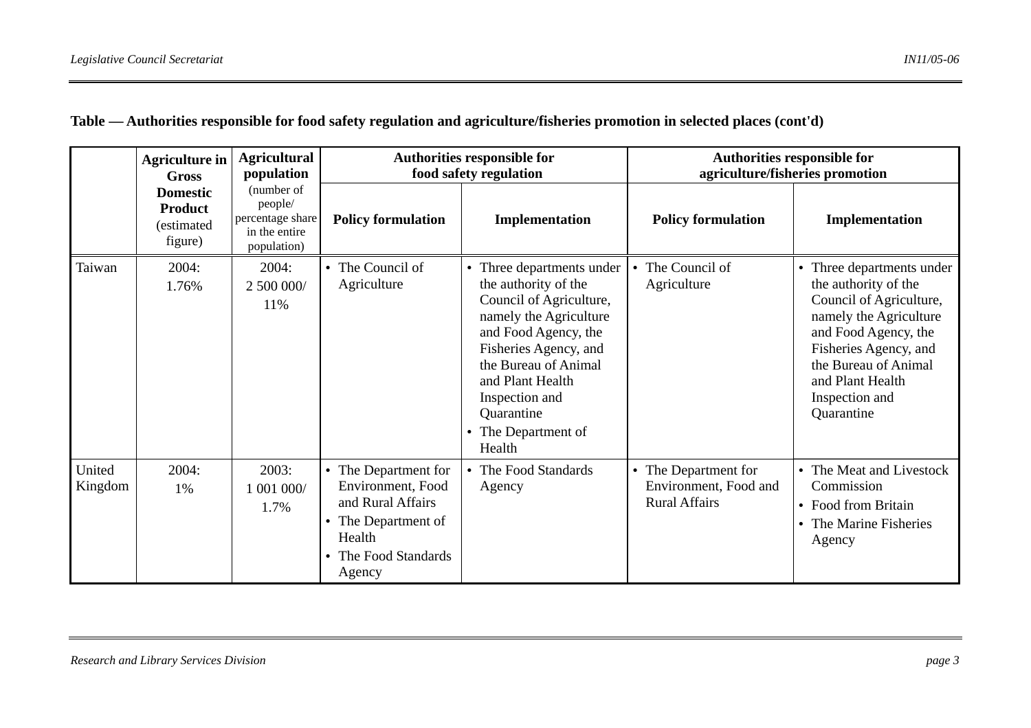**Table — Authorities responsible for food safety regulation and agriculture/fisheries promotion in selected places (cont'd)**

| | Agriculture in Gross Domestic Product (estimated figure) | Agricultural population (number of people/ percentage share in the entire population) | Authorities responsible for food safety regulation | | Authorities responsible for agriculture/fisheries promotion | |
|---|---|---|---|---|---|---|
| | | | Policy formulation | Implementation | Policy formulation | Implementation |
| Taiwan | 2004: 1.76% | 2004: 2 500 000/ 11% | • The Council of Agriculture | • Three departments under the authority of the Council of Agriculture, namely the Agriculture and Food Agency, the Fisheries Agency, and the Bureau of Animal and Plant Health Inspection and Quarantine<br>• The Department of Health | • The Council of Agriculture | • Three departments under the authority of the Council of Agriculture, namely the Agriculture and Food Agency, the Fisheries Agency, and the Bureau of Animal and Plant Health Inspection and Quarantine |
| United Kingdom | 2004: 1% | 2003: 1 001 000/ 1.7% | • The Department for Environment, Food and Rural Affairs<br>• The Department of Health<br>• The Food Standards Agency | • The Food Standards Agency | • The Department for Environment, Food and Rural Affairs | • The Meat and Livestock Commission<br>• Food from Britain<br>• The Marine Fisheries Agency |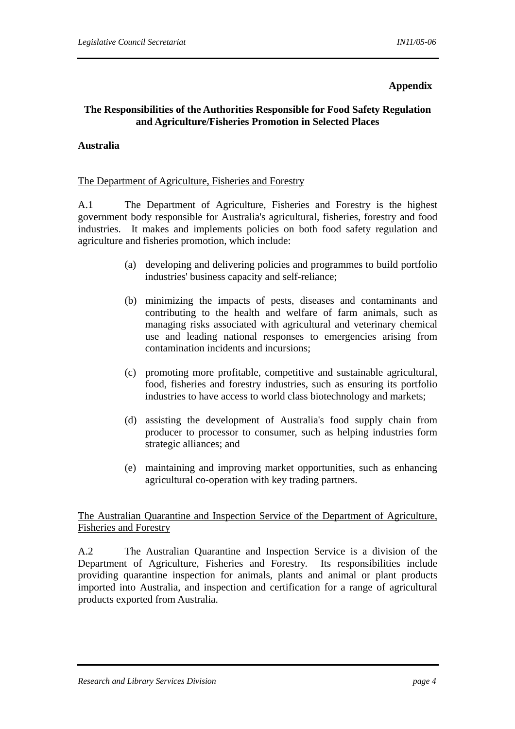**Appendix**

## The Responsibilities of the Authorities Responsible for Food Safety Regulation and Agriculture/Fisheries Promotion in Selected Places

### Australia

<u>The Department of Agriculture, Fisheries and Forestry</u>

A.1 The Department of Agriculture, Fisheries and Forestry is the highest government body responsible for Australia's agricultural, fisheries, forestry and food industries. It makes and implements policies on both food safety regulation and agriculture and fisheries promotion, which include:

(a) developing and delivering policies and programmes to build portfolio industries' business capacity and self-reliance;

(b) minimizing the impacts of pests, diseases and contaminants and contributing to the health and welfare of farm animals, such as managing risks associated with agricultural and veterinary chemical use and leading national responses to emergencies arising from contamination incidents and incursions;

(c) promoting more profitable, competitive and sustainable agricultural, food, fisheries and forestry industries, such as ensuring its portfolio industries to have access to world class biotechnology and markets;

(d) assisting the development of Australia's food supply chain from producer to processor to consumer, such as helping industries form strategic alliances; and

(e) maintaining and improving market opportunities, such as enhancing agricultural co-operation with key trading partners.

<u>The Australian Quarantine and Inspection Service of the Department of Agriculture, Fisheries and Forestry</u>

A.2 The Australian Quarantine and Inspection Service is a division of the Department of Agriculture, Fisheries and Forestry. Its responsibilities include providing quarantine inspection for animals, plants and animal or plant products imported into Australia, and inspection and certification for a range of agricultural products exported from Australia.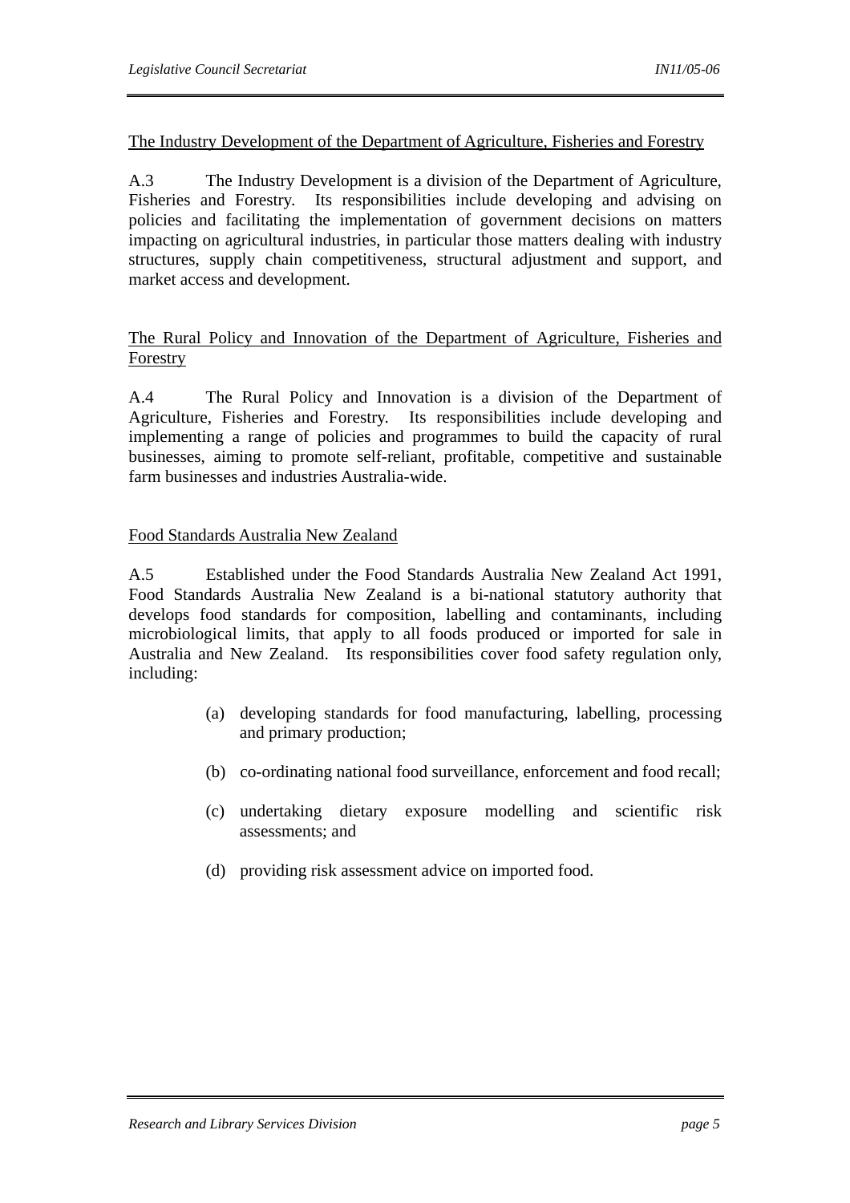The Industry Development of the Department of Agriculture, Fisheries and Forestry

A.3 The Industry Development is a division of the Department of Agriculture, Fisheries and Forestry. Its responsibilities include developing and advising on policies and facilitating the implementation of government decisions on matters impacting on agricultural industries, in particular those matters dealing with industry structures, supply chain competitiveness, structural adjustment and support, and market access and development.

The Rural Policy and Innovation of the Department of Agriculture, Fisheries and Forestry

A.4 The Rural Policy and Innovation is a division of the Department of Agriculture, Fisheries and Forestry. Its responsibilities include developing and implementing a range of policies and programmes to build the capacity of rural businesses, aiming to promote self-reliant, profitable, competitive and sustainable farm businesses and industries Australia-wide.

Food Standards Australia New Zealand

A.5 Established under the Food Standards Australia New Zealand Act 1991, Food Standards Australia New Zealand is a bi-national statutory authority that develops food standards for composition, labelling and contaminants, including microbiological limits, that apply to all foods produced or imported for sale in Australia and New Zealand. Its responsibilities cover food safety regulation only, including:

(a) developing standards for food manufacturing, labelling, processing and primary production;

(b) co-ordinating national food surveillance, enforcement and food recall;

(c) undertaking dietary exposure modelling and scientific risk assessments; and

(d) providing risk assessment advice on imported food.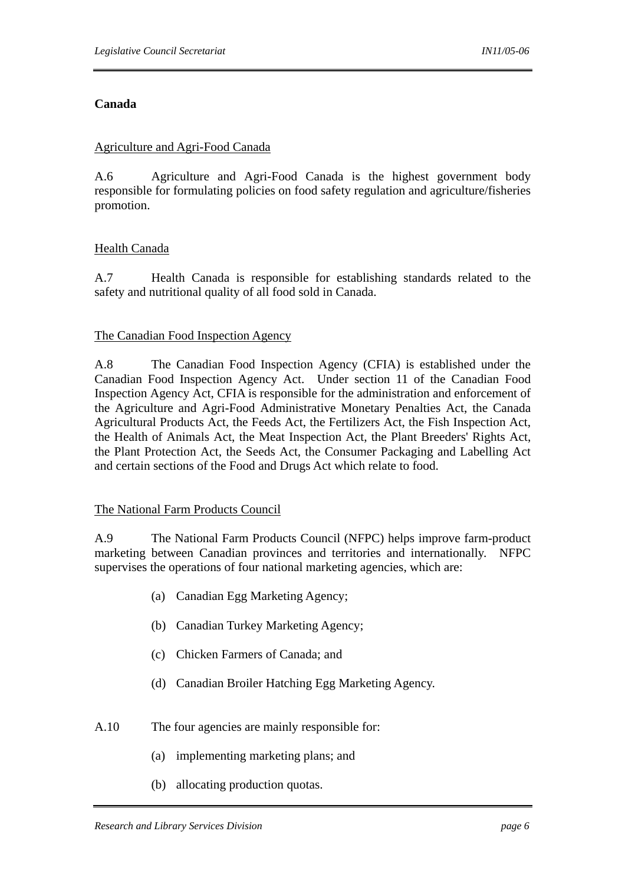**Canada**

Agriculture and Agri-Food Canada

A.6 Agriculture and Agri-Food Canada is the highest government body responsible for formulating policies on food safety regulation and agriculture/fisheries promotion.

Health Canada

A.7 Health Canada is responsible for establishing standards related to the safety and nutritional quality of all food sold in Canada.

The Canadian Food Inspection Agency

A.8 The Canadian Food Inspection Agency (CFIA) is established under the Canadian Food Inspection Agency Act. Under section 11 of the Canadian Food Inspection Agency Act, CFIA is responsible for the administration and enforcement of the Agriculture and Agri-Food Administrative Monetary Penalties Act, the Canada Agricultural Products Act, the Feeds Act, the Fertilizers Act, the Fish Inspection Act, the Health of Animals Act, the Meat Inspection Act, the Plant Breeders' Rights Act, the Plant Protection Act, the Seeds Act, the Consumer Packaging and Labelling Act and certain sections of the Food and Drugs Act which relate to food.

The National Farm Products Council

A.9 The National Farm Products Council (NFPC) helps improve farm-product marketing between Canadian provinces and territories and internationally. NFPC supervises the operations of four national marketing agencies, which are:

(a) Canadian Egg Marketing Agency;

(b) Canadian Turkey Marketing Agency;

(c) Chicken Farmers of Canada; and

(d) Canadian Broiler Hatching Egg Marketing Agency.

A.10 The four agencies are mainly responsible for:

(a) implementing marketing plans; and

(b) allocating production quotas.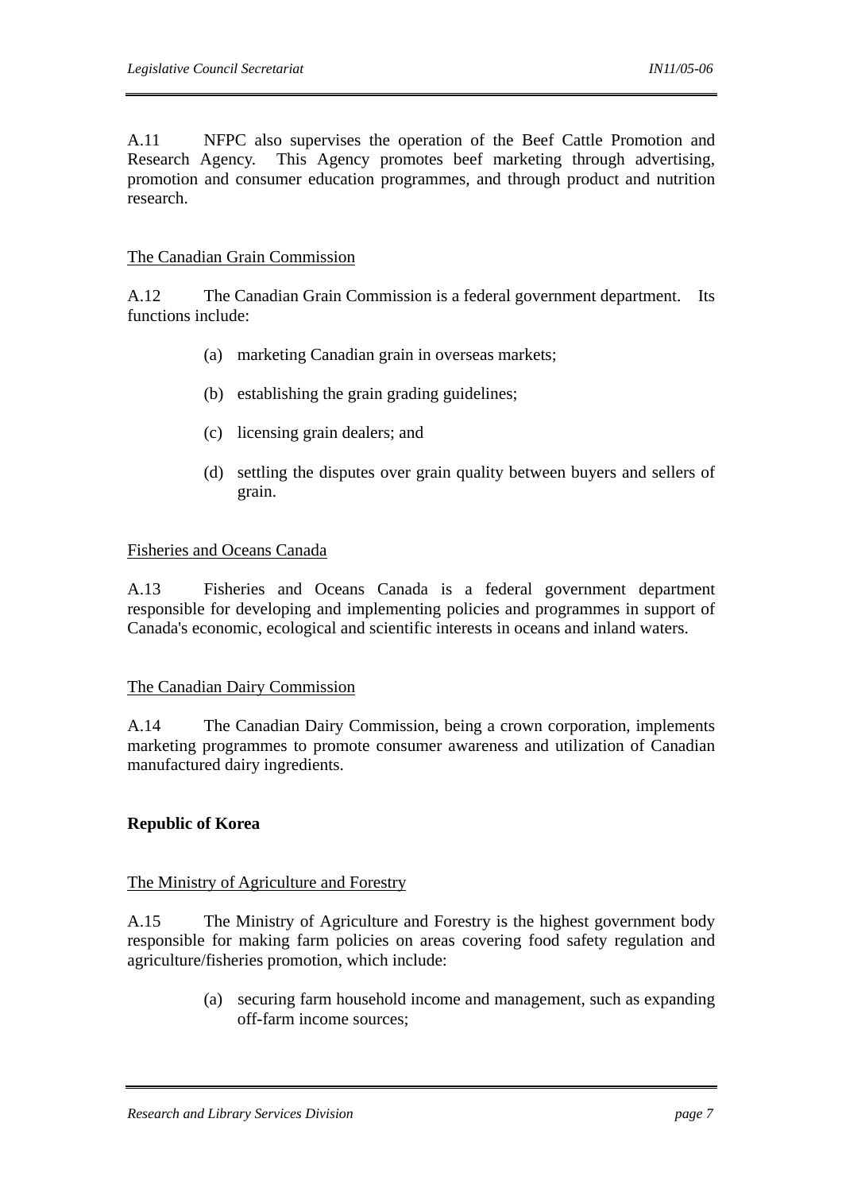A.11 NFPC also supervises the operation of the Beef Cattle Promotion and Research Agency. This Agency promotes beef marketing through advertising, promotion and consumer education programmes, and through product and nutrition research.

The Canadian Grain Commission

A.12 The Canadian Grain Commission is a federal government department. Its functions include:

(a) marketing Canadian grain in overseas markets;

(b) establishing the grain grading guidelines;

(c) licensing grain dealers; and

(d) settling the disputes over grain quality between buyers and sellers of grain.

Fisheries and Oceans Canada

A.13 Fisheries and Oceans Canada is a federal government department responsible for developing and implementing policies and programmes in support of Canada's economic, ecological and scientific interests in oceans and inland waters.

The Canadian Dairy Commission

A.14 The Canadian Dairy Commission, being a crown corporation, implements marketing programmes to promote consumer awareness and utilization of Canadian manufactured dairy ingredients.

**Republic of Korea**

The Ministry of Agriculture and Forestry

A.15 The Ministry of Agriculture and Forestry is the highest government body responsible for making farm policies on areas covering food safety regulation and agriculture/fisheries promotion, which include:

(a) securing farm household income and management, such as expanding off-farm income sources;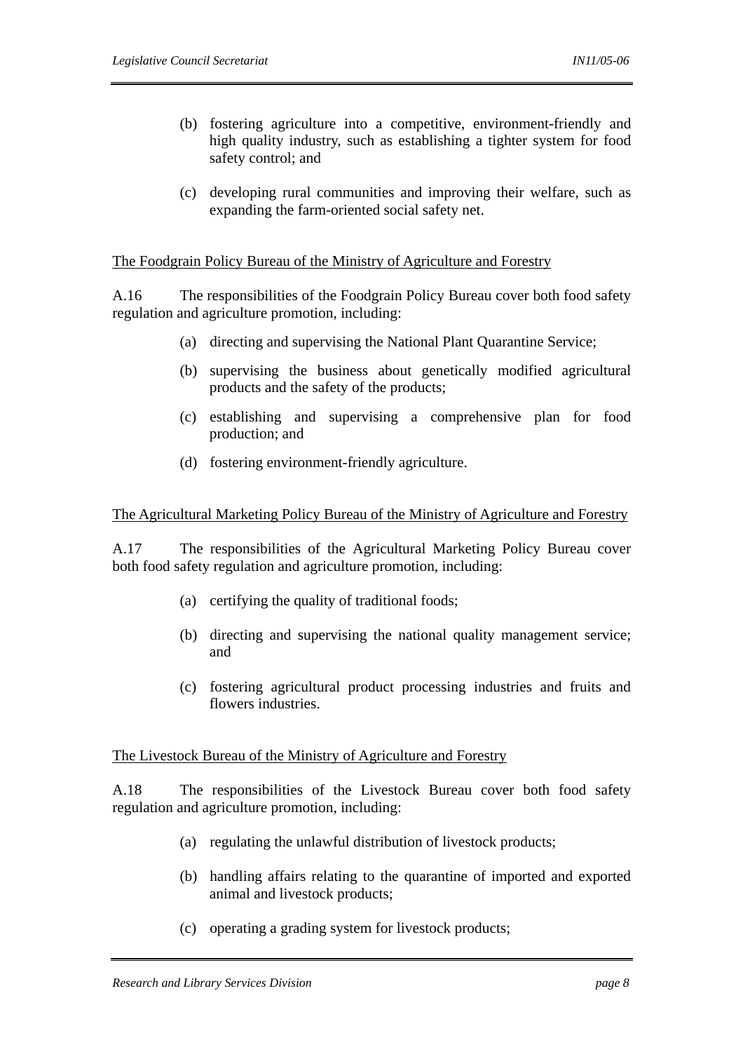(b) fostering agriculture into a competitive, environment-friendly and high quality industry, such as establishing a tighter system for food safety control; and

(c) developing rural communities and improving their welfare, such as expanding the farm-oriented social safety net.

<u>The Foodgrain Policy Bureau of the Ministry of Agriculture and Forestry</u>

A.16 The responsibilities of the Foodgrain Policy Bureau cover both food safety regulation and agriculture promotion, including:

(a) directing and supervising the National Plant Quarantine Service;

(b) supervising the business about genetically modified agricultural products and the safety of the products;

(c) establishing and supervising a comprehensive plan for food production; and

(d) fostering environment-friendly agriculture.

<u>The Agricultural Marketing Policy Bureau of the Ministry of Agriculture and Forestry</u>

A.17 The responsibilities of the Agricultural Marketing Policy Bureau cover both food safety regulation and agriculture promotion, including:

(a) certifying the quality of traditional foods;

(b) directing and supervising the national quality management service; and

(c) fostering agricultural product processing industries and fruits and flowers industries.

<u>The Livestock Bureau of the Ministry of Agriculture and Forestry</u>

A.18 The responsibilities of the Livestock Bureau cover both food safety regulation and agriculture promotion, including:

(a) regulating the unlawful distribution of livestock products;

(b) handling affairs relating to the quarantine of imported and exported animal and livestock products;

(c) operating a grading system for livestock products;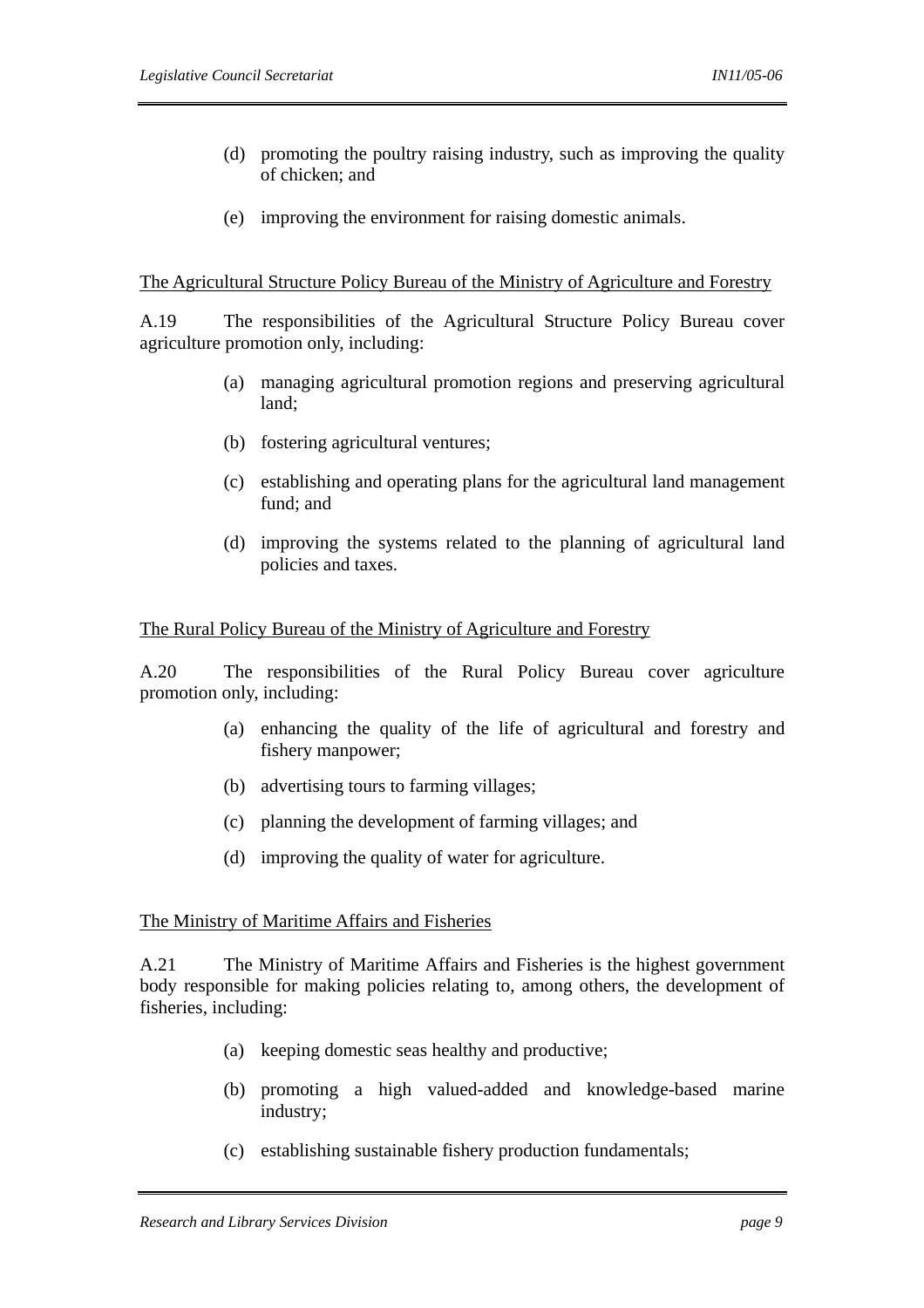(d) promoting the poultry raising industry, such as improving the quality of chicken; and

(e) improving the environment for raising domestic animals.

<u>The Agricultural Structure Policy Bureau of the Ministry of Agriculture and Forestry</u>

A.19 The responsibilities of the Agricultural Structure Policy Bureau cover agriculture promotion only, including:

(a) managing agricultural promotion regions and preserving agricultural land;

(b) fostering agricultural ventures;

(c) establishing and operating plans for the agricultural land management fund; and

(d) improving the systems related to the planning of agricultural land policies and taxes.

<u>The Rural Policy Bureau of the Ministry of Agriculture and Forestry</u>

A.20 The responsibilities of the Rural Policy Bureau cover agriculture promotion only, including:

(a) enhancing the quality of the life of agricultural and forestry and fishery manpower;

(b) advertising tours to farming villages;

(c) planning the development of farming villages; and

(d) improving the quality of water for agriculture.

<u>The Ministry of Maritime Affairs and Fisheries</u>

A.21 The Ministry of Maritime Affairs and Fisheries is the highest government body responsible for making policies relating to, among others, the development of fisheries, including:

(a) keeping domestic seas healthy and productive;

(b) promoting a high valued-added and knowledge-based marine industry;

(c) establishing sustainable fishery production fundamentals;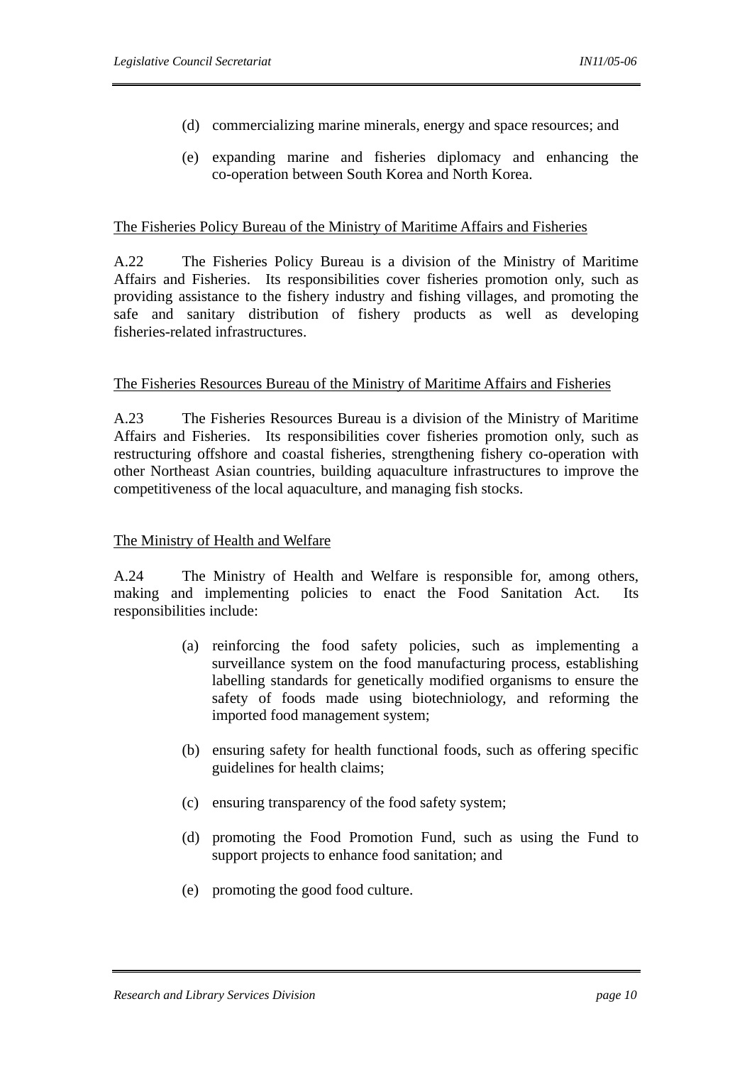(d) commercializing marine minerals, energy and space resources; and

(e) expanding marine and fisheries diplomacy and enhancing the co-operation between South Korea and North Korea.

The Fisheries Policy Bureau of the Ministry of Maritime Affairs and Fisheries

A.22 The Fisheries Policy Bureau is a division of the Ministry of Maritime Affairs and Fisheries. Its responsibilities cover fisheries promotion only, such as providing assistance to the fishery industry and fishing villages, and promoting the safe and sanitary distribution of fishery products as well as developing fisheries-related infrastructures.

The Fisheries Resources Bureau of the Ministry of Maritime Affairs and Fisheries

A.23 The Fisheries Resources Bureau is a division of the Ministry of Maritime Affairs and Fisheries. Its responsibilities cover fisheries promotion only, such as restructuring offshore and coastal fisheries, strengthening fishery co-operation with other Northeast Asian countries, building aquaculture infrastructures to improve the competitiveness of the local aquaculture, and managing fish stocks.

The Ministry of Health and Welfare

A.24 The Ministry of Health and Welfare is responsible for, among others, making and implementing policies to enact the Food Sanitation Act. Its responsibilities include:

(a) reinforcing the food safety policies, such as implementing a surveillance system on the food manufacturing process, establishing labelling standards for genetically modified organisms to ensure the safety of foods made using biotechniology, and reforming the imported food management system;

(b) ensuring safety for health functional foods, such as offering specific guidelines for health claims;

(c) ensuring transparency of the food safety system;

(d) promoting the Food Promotion Fund, such as using the Fund to support projects to enhance food sanitation; and

(e) promoting the good food culture.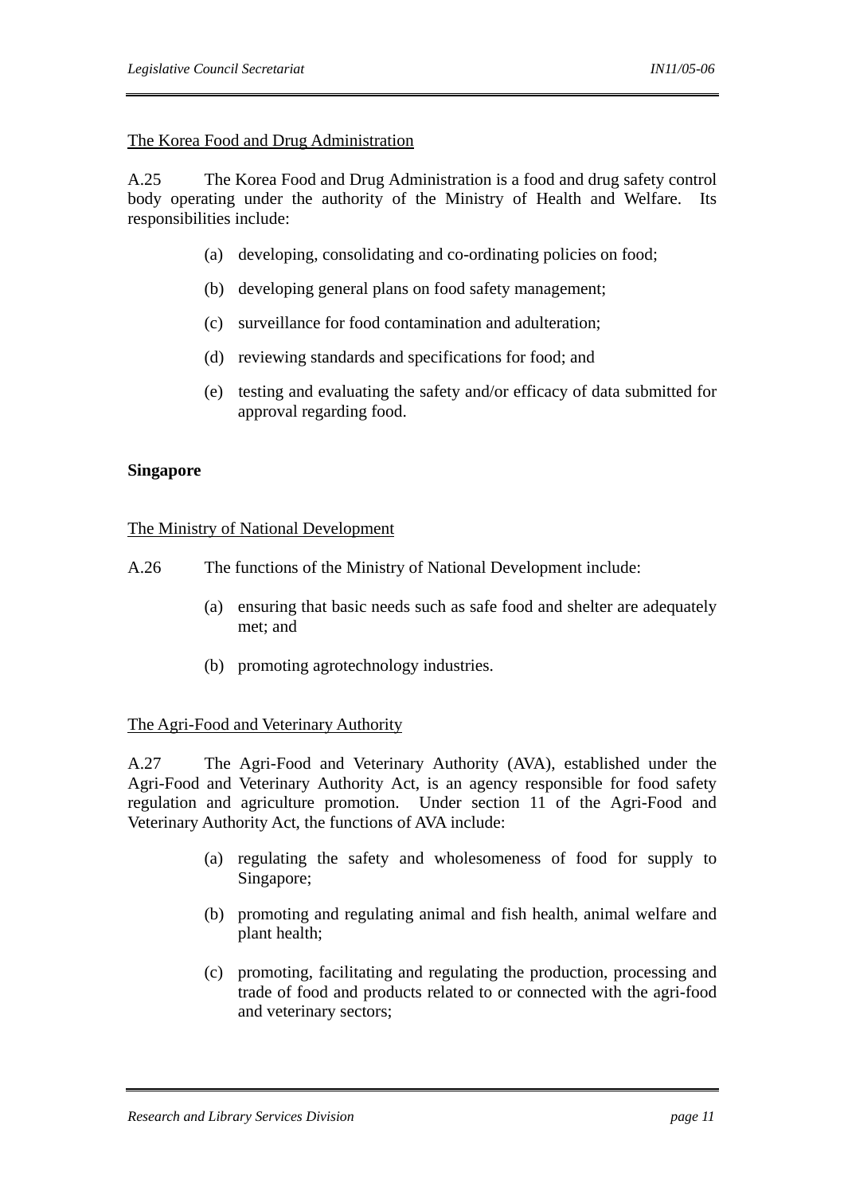The Korea Food and Drug Administration

A.25 The Korea Food and Drug Administration is a food and drug safety control body operating under the authority of the Ministry of Health and Welfare. Its responsibilities include:

(a) developing, consolidating and co-ordinating policies on food;

(b) developing general plans on food safety management;

(c) surveillance for food contamination and adulteration;

(d) reviewing standards and specifications for food; and

(e) testing and evaluating the safety and/or efficacy of data submitted for approval regarding food.

**Singapore**

The Ministry of National Development

A.26 The functions of the Ministry of National Development include:

(a) ensuring that basic needs such as safe food and shelter are adequately met; and

(b) promoting agrotechnology industries.

The Agri-Food and Veterinary Authority

A.27 The Agri-Food and Veterinary Authority (AVA), established under the Agri-Food and Veterinary Authority Act, is an agency responsible for food safety regulation and agriculture promotion. Under section 11 of the Agri-Food and Veterinary Authority Act, the functions of AVA include:

(a) regulating the safety and wholesomeness of food for supply to Singapore;

(b) promoting and regulating animal and fish health, animal welfare and plant health;

(c) promoting, facilitating and regulating the production, processing and trade of food and products related to or connected with the agri-food and veterinary sectors;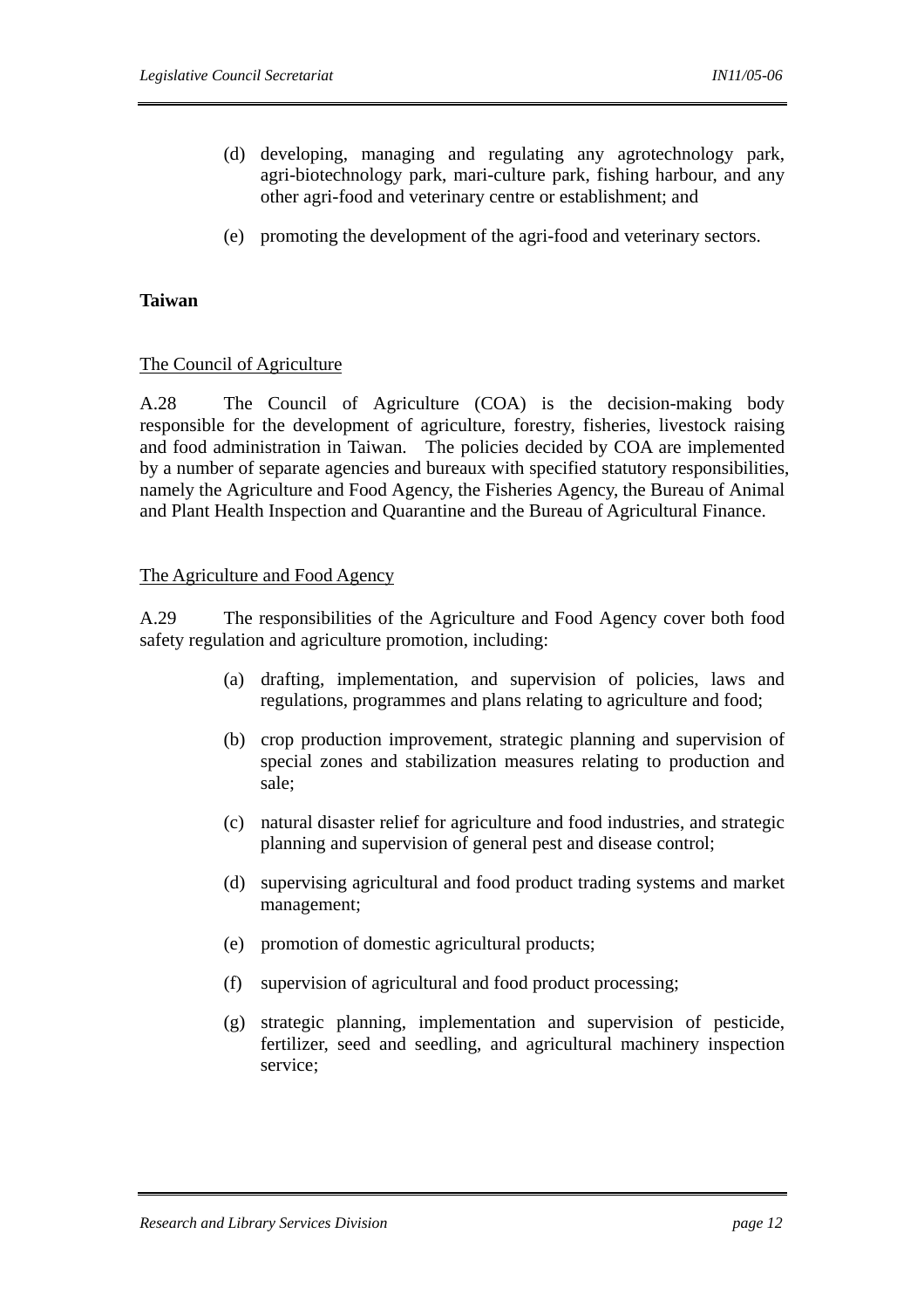(d) developing, managing and regulating any agrotechnology park, agri-biotechnology park, mari-culture park, fishing harbour, and any other agri-food and veterinary centre or establishment; and

(e) promoting the development of the agri-food and veterinary sectors.

**Taiwan**

<u>The Council of Agriculture</u>

A.28 The Council of Agriculture (COA) is the decision-making body responsible for the development of agriculture, forestry, fisheries, livestock raising and food administration in Taiwan. The policies decided by COA are implemented by a number of separate agencies and bureaux with specified statutory responsibilities, namely the Agriculture and Food Agency, the Fisheries Agency, the Bureau of Animal and Plant Health Inspection and Quarantine and the Bureau of Agricultural Finance.

<u>The Agriculture and Food Agency</u>

A.29 The responsibilities of the Agriculture and Food Agency cover both food safety regulation and agriculture promotion, including:

(a) drafting, implementation, and supervision of policies, laws and regulations, programmes and plans relating to agriculture and food;

(b) crop production improvement, strategic planning and supervision of special zones and stabilization measures relating to production and sale;

(c) natural disaster relief for agriculture and food industries, and strategic planning and supervision of general pest and disease control;

(d) supervising agricultural and food product trading systems and market management;

(e) promotion of domestic agricultural products;

(f) supervision of agricultural and food product processing;

(g) strategic planning, implementation and supervision of pesticide, fertilizer, seed and seedling, and agricultural machinery inspection service;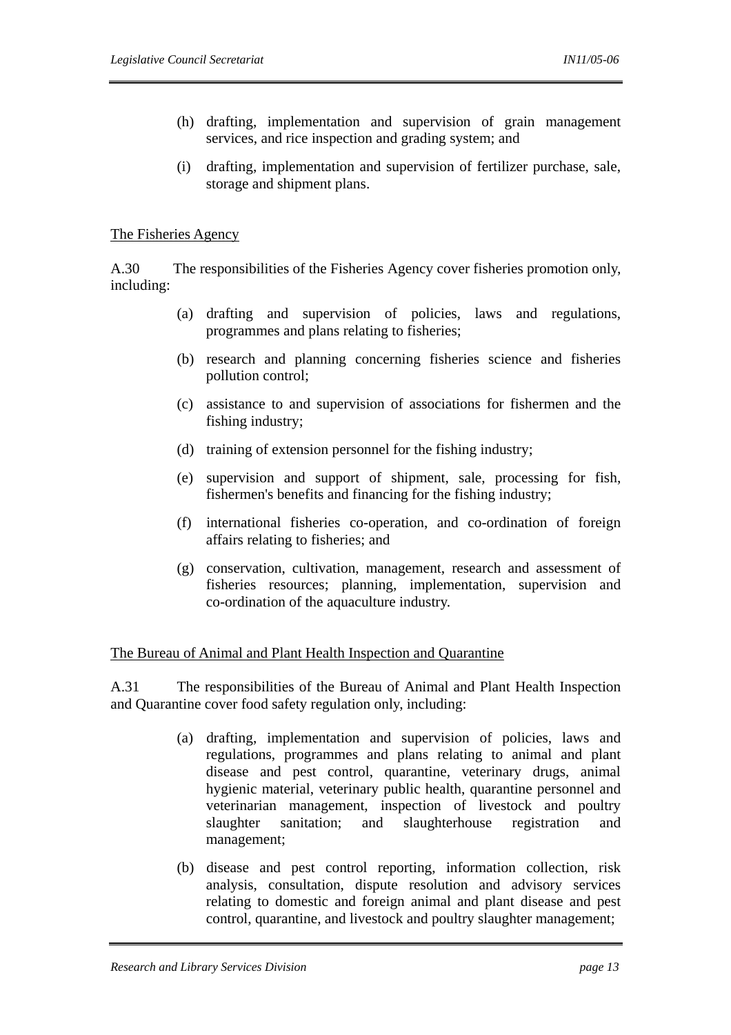(h) drafting, implementation and supervision of grain management services, and rice inspection and grading system; and

(i) drafting, implementation and supervision of fertilizer purchase, sale, storage and shipment plans.

<u>The Fisheries Agency</u>

A.30 The responsibilities of the Fisheries Agency cover fisheries promotion only, including:

(a) drafting and supervision of policies, laws and regulations, programmes and plans relating to fisheries;

(b) research and planning concerning fisheries science and fisheries pollution control;

(c) assistance to and supervision of associations for fishermen and the fishing industry;

(d) training of extension personnel for the fishing industry;

(e) supervision and support of shipment, sale, processing for fish, fishermen's benefits and financing for the fishing industry;

(f) international fisheries co-operation, and co-ordination of foreign affairs relating to fisheries; and

(g) conservation, cultivation, management, research and assessment of fisheries resources; planning, implementation, supervision and co-ordination of the aquaculture industry.

<u>The Bureau of Animal and Plant Health Inspection and Quarantine</u>

A.31 The responsibilities of the Bureau of Animal and Plant Health Inspection and Quarantine cover food safety regulation only, including:

(a) drafting, implementation and supervision of policies, laws and regulations, programmes and plans relating to animal and plant disease and pest control, quarantine, veterinary drugs, animal hygienic material, veterinary public health, quarantine personnel and veterinarian management, inspection of livestock and poultry slaughter sanitation; and slaughterhouse registration and management;

(b) disease and pest control reporting, information collection, risk analysis, consultation, dispute resolution and advisory services relating to domestic and foreign animal and plant disease and pest control, quarantine, and livestock and poultry slaughter management;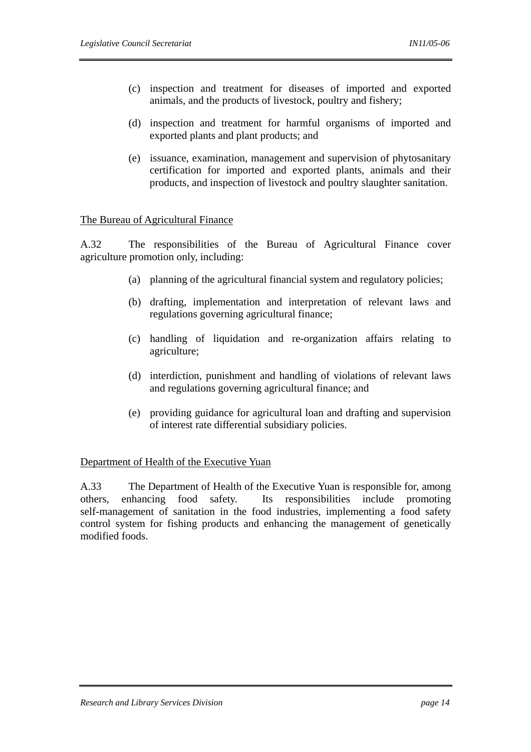(c) inspection and treatment for diseases of imported and exported animals, and the products of livestock, poultry and fishery;

(d) inspection and treatment for harmful organisms of imported and exported plants and plant products; and

(e) issuance, examination, management and supervision of phytosanitary certification for imported and exported plants, animals and their products, and inspection of livestock and poultry slaughter sanitation.

<u>The Bureau of Agricultural Finance</u>

A.32 The responsibilities of the Bureau of Agricultural Finance cover agriculture promotion only, including:

(a) planning of the agricultural financial system and regulatory policies;

(b) drafting, implementation and interpretation of relevant laws and regulations governing agricultural finance;

(c) handling of liquidation and re-organization affairs relating to agriculture;

(d) interdiction, punishment and handling of violations of relevant laws and regulations governing agricultural finance; and

(e) providing guidance for agricultural loan and drafting and supervision of interest rate differential subsidiary policies.

<u>Department of Health of the Executive Yuan</u>

A.33 The Department of Health of the Executive Yuan is responsible for, among others, enhancing food safety. Its responsibilities include promoting self-management of sanitation in the food industries, implementing a food safety control system for fishing products and enhancing the management of genetically modified foods.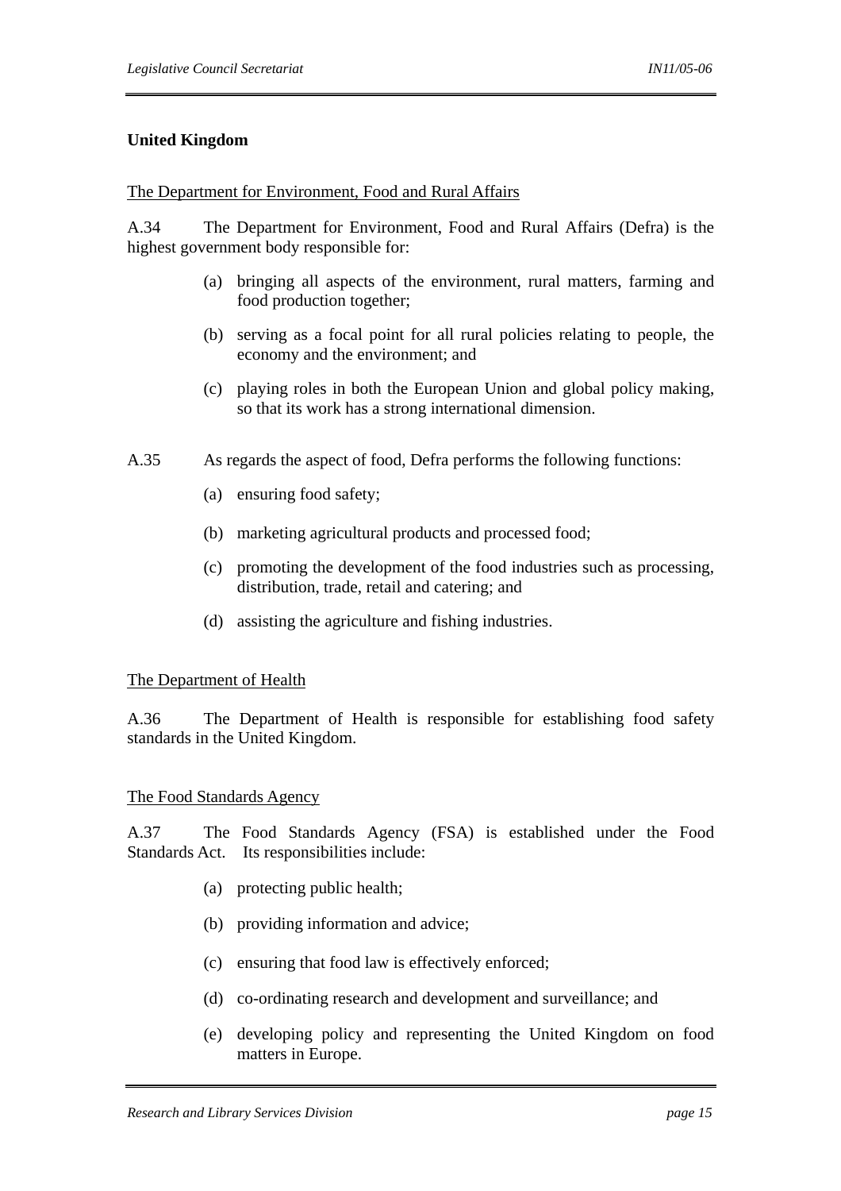**United Kingdom**

The Department for Environment, Food and Rural Affairs

A.34 The Department for Environment, Food and Rural Affairs (Defra) is the highest government body responsible for:

(a) bringing all aspects of the environment, rural matters, farming and food production together;

(b) serving as a focal point for all rural policies relating to people, the economy and the environment; and

(c) playing roles in both the European Union and global policy making, so that its work has a strong international dimension.

A.35 As regards the aspect of food, Defra performs the following functions:

(a) ensuring food safety;

(b) marketing agricultural products and processed food;

(c) promoting the development of the food industries such as processing, distribution, trade, retail and catering; and

(d) assisting the agriculture and fishing industries.

The Department of Health

A.36 The Department of Health is responsible for establishing food safety standards in the United Kingdom.

The Food Standards Agency

A.37 The Food Standards Agency (FSA) is established under the Food Standards Act. Its responsibilities include:

(a) protecting public health;

(b) providing information and advice;

(c) ensuring that food law is effectively enforced;

(d) co-ordinating research and development and surveillance; and

(e) developing policy and representing the United Kingdom on food matters in Europe.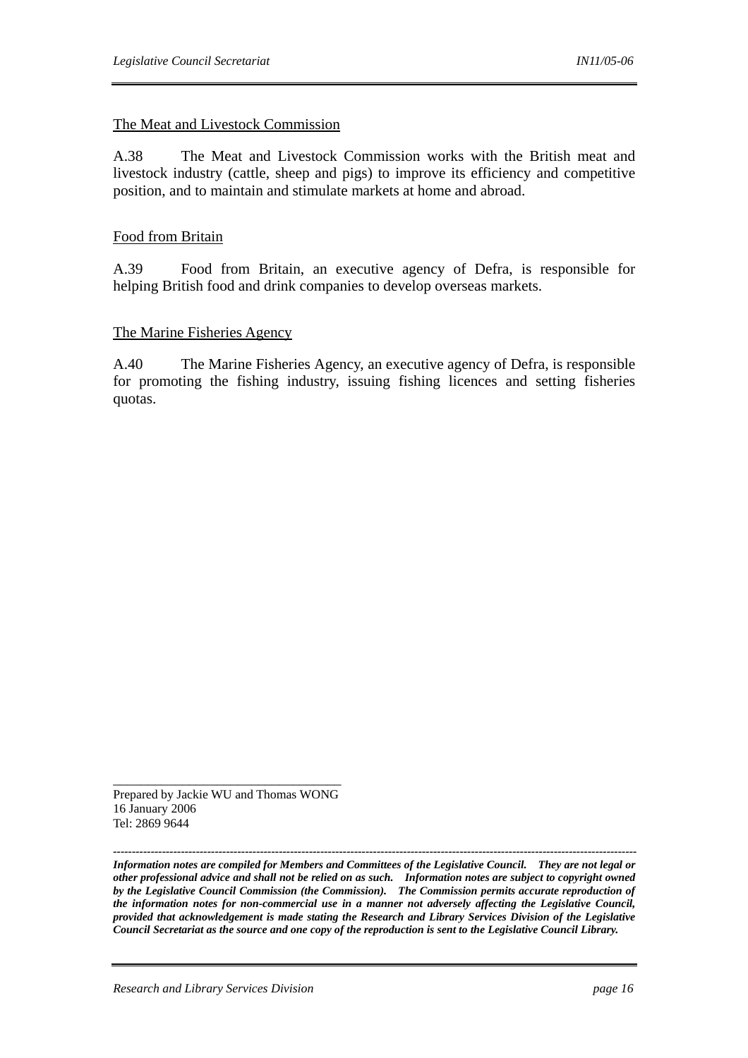The Meat and Livestock Commission

A.38 The Meat and Livestock Commission works with the British meat and livestock industry (cattle, sheep and pigs) to improve its efficiency and competitive position, and to maintain and stimulate markets at home and abroad.

Food from Britain

A.39 Food from Britain, an executive agency of Defra, is responsible for helping British food and drink companies to develop overseas markets.

The Marine Fisheries Agency

A.40 The Marine Fisheries Agency, an executive agency of Defra, is responsible for promoting the fishing industry, issuing fishing licences and setting fisheries quotas.

---

Prepared by Jackie WU and Thomas WONG
16 January 2006
Tel: 2869 9644

---

***Information notes are compiled for Members and Committees of the Legislative Council. They are not legal or other professional advice and shall not be relied on as such. Information notes are subject to copyright owned by the Legislative Council Commission (the Commission). The Commission permits accurate reproduction of the information notes for non-commercial use in a manner not adversely affecting the Legislative Council, provided that acknowledgement is made stating the Research and Library Services Division of the Legislative Council Secretariat as the source and one copy of the reproduction is sent to the Legislative Council Library.***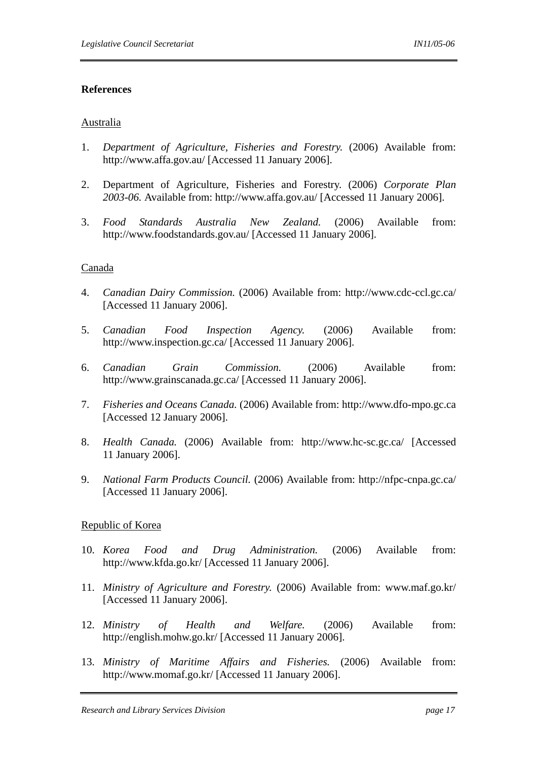**References**

Australia

1. *Department of Agriculture, Fisheries and Forestry.* (2006) Available from: http://www.affa.gov.au/ [Accessed 11 January 2006].

2. Department of Agriculture, Fisheries and Forestry. (2006) *Corporate Plan 2003-06.* Available from: http://www.affa.gov.au/ [Accessed 11 January 2006].

3. *Food Standards Australia New Zealand.* (2006) Available from: http://www.foodstandards.gov.au/ [Accessed 11 January 2006].

Canada

4. *Canadian Dairy Commission.* (2006) Available from: http://www.cdc-ccl.gc.ca/ [Accessed 11 January 2006].

5. *Canadian Food Inspection Agency.* (2006) Available from: http://www.inspection.gc.ca/ [Accessed 11 January 2006].

6. *Canadian Grain Commission.* (2006) Available from: http://www.grainscanada.gc.ca/ [Accessed 11 January 2006].

7. *Fisheries and Oceans Canada.* (2006) Available from: http://www.dfo-mpo.gc.ca [Accessed 12 January 2006].

8. *Health Canada.* (2006) Available from: http://www.hc-sc.gc.ca/ [Accessed 11 January 2006].

9. *National Farm Products Council.* (2006) Available from: http://nfpc-cnpa.gc.ca/ [Accessed 11 January 2006].

Republic of Korea

10. *Korea Food and Drug Administration.* (2006) Available from: http://www.kfda.go.kr/ [Accessed 11 January 2006].

11. *Ministry of Agriculture and Forestry.* (2006) Available from: www.maf.go.kr/ [Accessed 11 January 2006].

12. *Ministry of Health and Welfare.* (2006) Available from: http://english.mohw.go.kr/ [Accessed 11 January 2006].

13. *Ministry of Maritime Affairs and Fisheries.* (2006) Available from: http://www.momaf.go.kr/ [Accessed 11 January 2006].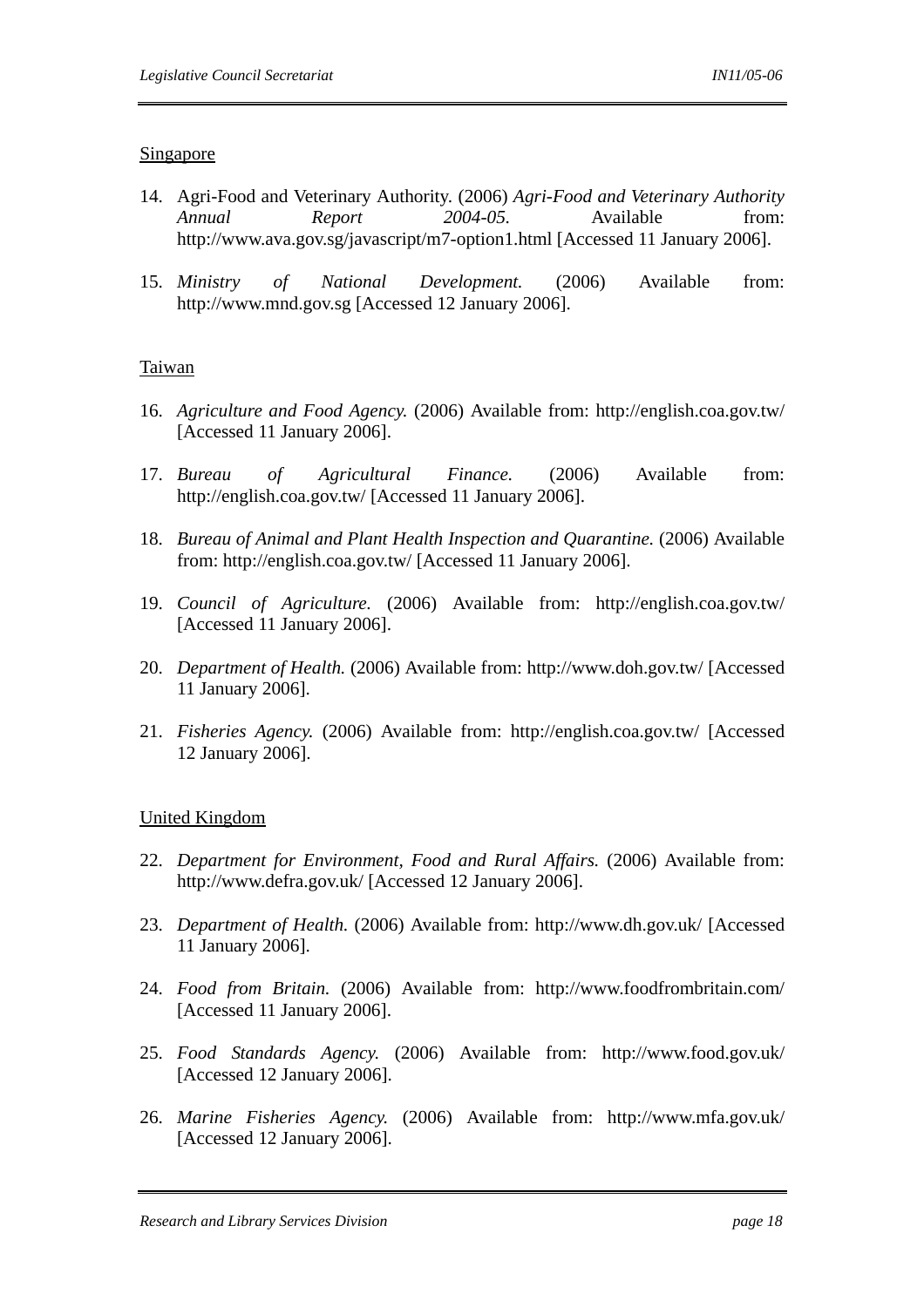Singapore

14. Agri-Food and Veterinary Authority. (2006) *Agri-Food and Veterinary Authority Annual Report 2004-05.* Available from: http://www.ava.gov.sg/javascript/m7-option1.html [Accessed 11 January 2006].

15. *Ministry of National Development.* (2006) Available from: http://www.mnd.gov.sg [Accessed 12 January 2006].

Taiwan

16. *Agriculture and Food Agency.* (2006) Available from: http://english.coa.gov.tw/ [Accessed 11 January 2006].

17. *Bureau of Agricultural Finance.* (2006) Available from: http://english.coa.gov.tw/ [Accessed 11 January 2006].

18. *Bureau of Animal and Plant Health Inspection and Quarantine.* (2006) Available from: http://english.coa.gov.tw/ [Accessed 11 January 2006].

19. *Council of Agriculture.* (2006) Available from: http://english.coa.gov.tw/ [Accessed 11 January 2006].

20. *Department of Health.* (2006) Available from: http://www.doh.gov.tw/ [Accessed 11 January 2006].

21. *Fisheries Agency.* (2006) Available from: http://english.coa.gov.tw/ [Accessed 12 January 2006].

United Kingdom

22. *Department for Environment, Food and Rural Affairs.* (2006) Available from: http://www.defra.gov.uk/ [Accessed 12 January 2006].

23. *Department of Health.* (2006) Available from: http://www.dh.gov.uk/ [Accessed 11 January 2006].

24. *Food from Britain.* (2006) Available from: http://www.foodfrombritain.com/ [Accessed 11 January 2006].

25. *Food Standards Agency.* (2006) Available from: http://www.food.gov.uk/ [Accessed 12 January 2006].

26. *Marine Fisheries Agency.* (2006) Available from: http://www.mfa.gov.uk/ [Accessed 12 January 2006].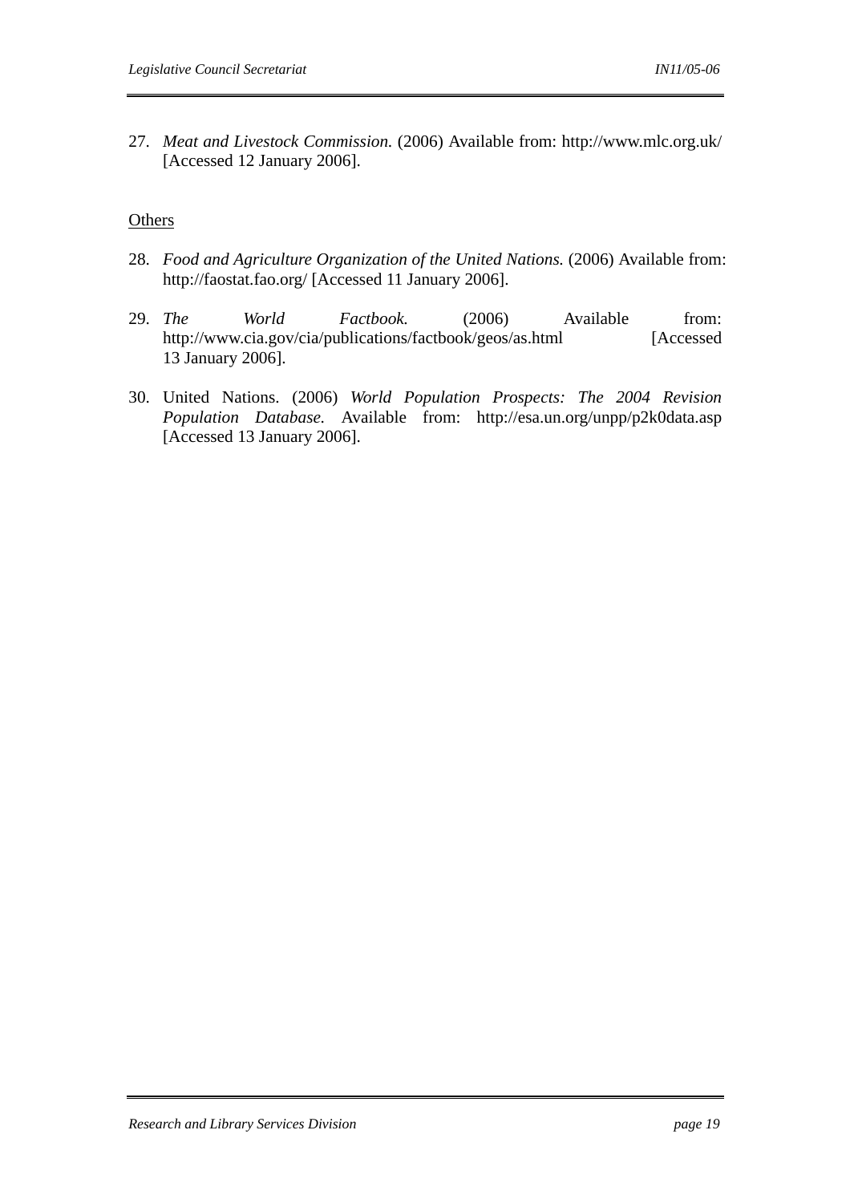27. *Meat and Livestock Commission.* (2006) Available from: http://www.mlc.org.uk/ [Accessed 12 January 2006].

Others

28. *Food and Agriculture Organization of the United Nations.* (2006) Available from: http://faostat.fao.org/ [Accessed 11 January 2006].

29. *The World Factbook.* (2006) Available from: http://www.cia.gov/cia/publications/factbook/geos/as.html [Accessed 13 January 2006].

30. United Nations. (2006) *World Population Prospects: The 2004 Revision Population Database.* Available from: http://esa.un.org/unpp/p2k0data.asp [Accessed 13 January 2006].